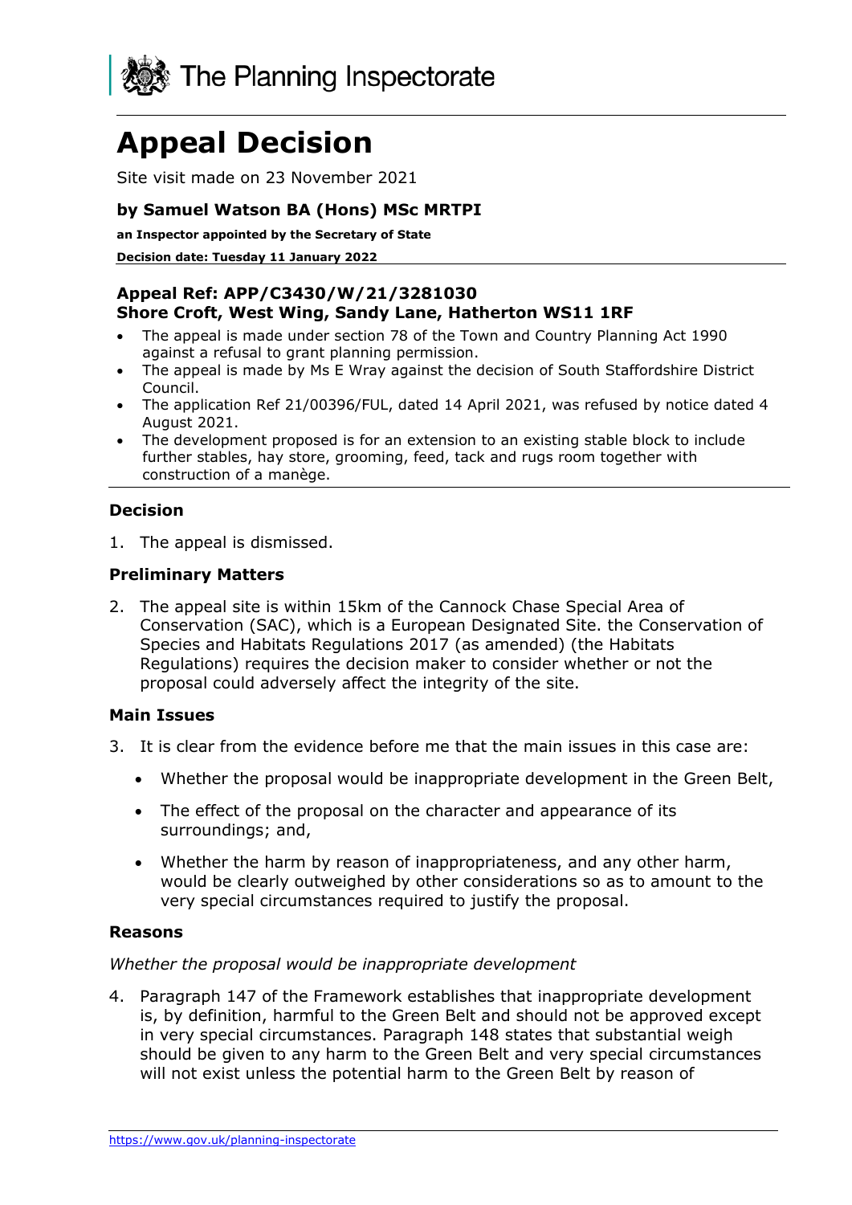The Planning Inspectorate

# Appeal Decision

Site visit made on 23 November 2021

**by Samuel Watson BA (Hons) MSc MRTPI**

**an Inspector appointed by the Secretary of State**

**Decision date: Tuesday 11 January 2022**

**Appeal Ref: APP/C3430/W/21/3281030**
**Shore Croft, West Wing, Sandy Lane, Hatherton WS11 1RF**

- The appeal is made under section 78 of the Town and Country Planning Act 1990 against a refusal to grant planning permission.
- The appeal is made by Ms E Wray against the decision of South Staffordshire District Council.
- The application Ref 21/00396/FUL, dated 14 April 2021, was refused by notice dated 4 August 2021.
- The development proposed is for an extension to an existing stable block to include further stables, hay store, grooming, feed, tack and rugs room together with construction of a manège.

### Decision

1. The appeal is dismissed.

### Preliminary Matters

2. The appeal site is within 15km of the Cannock Chase Special Area of Conservation (SAC), which is a European Designated Site. the Conservation of Species and Habitats Regulations 2017 (as amended) (the Habitats Regulations) requires the decision maker to consider whether or not the proposal could adversely affect the integrity of the site.

### Main Issues

3. It is clear from the evidence before me that the main issues in this case are:
   - Whether the proposal would be inappropriate development in the Green Belt,
   - The effect of the proposal on the character and appearance of its surroundings; and,
   - Whether the harm by reason of inappropriateness, and any other harm, would be clearly outweighed by other considerations so as to amount to the very special circumstances required to justify the proposal.

### Reasons

*Whether the proposal would be inappropriate development*

4. Paragraph 147 of the Framework establishes that inappropriate development is, by definition, harmful to the Green Belt and should not be approved except in very special circumstances. Paragraph 148 states that substantial weigh should be given to any harm to the Green Belt and very special circumstances will not exist unless the potential harm to the Green Belt by reason of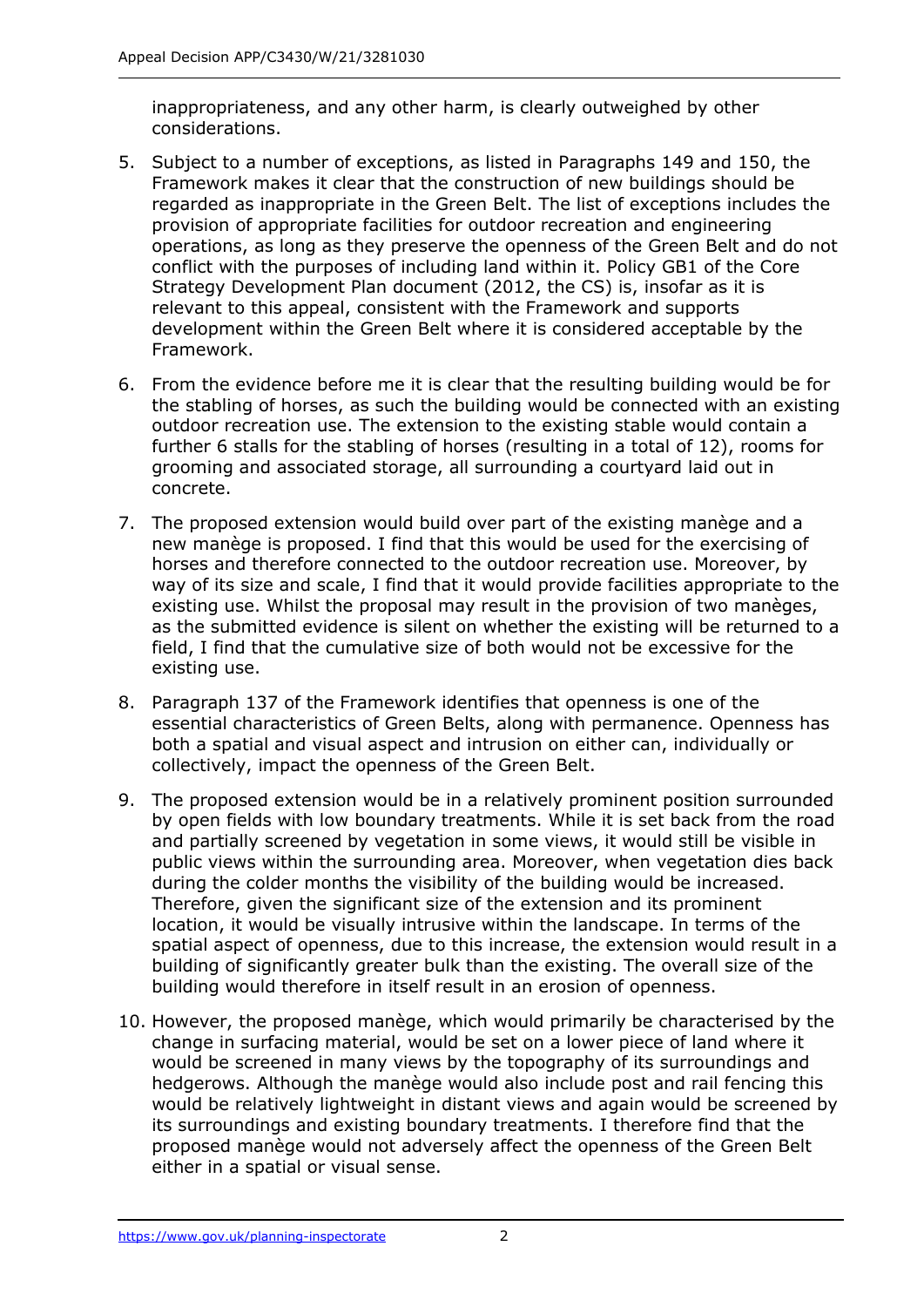inappropriateness, and any other harm, is clearly outweighed by other considerations.

5. Subject to a number of exceptions, as listed in Paragraphs 149 and 150, the Framework makes it clear that the construction of new buildings should be regarded as inappropriate in the Green Belt. The list of exceptions includes the provision of appropriate facilities for outdoor recreation and engineering operations, as long as they preserve the openness of the Green Belt and do not conflict with the purposes of including land within it. Policy GB1 of the Core Strategy Development Plan document (2012, the CS) is, insofar as it is relevant to this appeal, consistent with the Framework and supports development within the Green Belt where it is considered acceptable by the Framework.

6. From the evidence before me it is clear that the resulting building would be for the stabling of horses, as such the building would be connected with an existing outdoor recreation use. The extension to the existing stable would contain a further 6 stalls for the stabling of horses (resulting in a total of 12), rooms for grooming and associated storage, all surrounding a courtyard laid out in concrete.

7. The proposed extension would build over part of the existing manège and a new manège is proposed. I find that this would be used for the exercising of horses and therefore connected to the outdoor recreation use. Moreover, by way of its size and scale, I find that it would provide facilities appropriate to the existing use. Whilst the proposal may result in the provision of two manèges, as the submitted evidence is silent on whether the existing will be returned to a field, I find that the cumulative size of both would not be excessive for the existing use.

8. Paragraph 137 of the Framework identifies that openness is one of the essential characteristics of Green Belts, along with permanence. Openness has both a spatial and visual aspect and intrusion on either can, individually or collectively, impact the openness of the Green Belt.

9. The proposed extension would be in a relatively prominent position surrounded by open fields with low boundary treatments. While it is set back from the road and partially screened by vegetation in some views, it would still be visible in public views within the surrounding area. Moreover, when vegetation dies back during the colder months the visibility of the building would be increased. Therefore, given the significant size of the extension and its prominent location, it would be visually intrusive within the landscape. In terms of the spatial aspect of openness, due to this increase, the extension would result in a building of significantly greater bulk than the existing. The overall size of the building would therefore in itself result in an erosion of openness.

10. However, the proposed manège, which would primarily be characterised by the change in surfacing material, would be set on a lower piece of land where it would be screened in many views by the topography of its surroundings and hedgerows. Although the manège would also include post and rail fencing this would be relatively lightweight in distant views and again would be screened by its surroundings and existing boundary treatments. I therefore find that the proposed manège would not adversely affect the openness of the Green Belt either in a spatial or visual sense.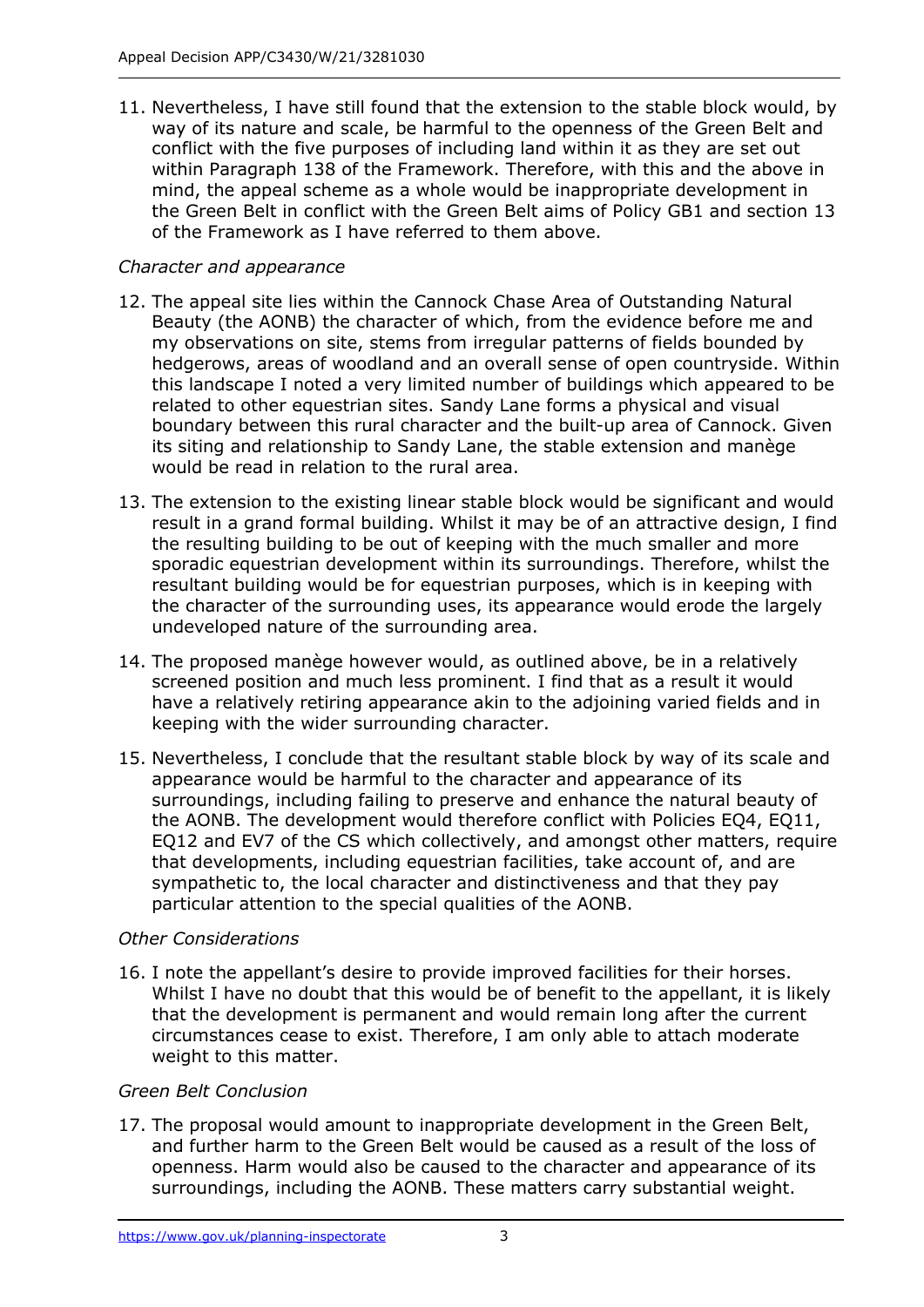11. Nevertheless, I have still found that the extension to the stable block would, by way of its nature and scale, be harmful to the openness of the Green Belt and conflict with the five purposes of including land within it as they are set out within Paragraph 138 of the Framework. Therefore, with this and the above in mind, the appeal scheme as a whole would be inappropriate development in the Green Belt in conflict with the Green Belt aims of Policy GB1 and section 13 of the Framework as I have referred to them above.

*Character and appearance*

12. The appeal site lies within the Cannock Chase Area of Outstanding Natural Beauty (the AONB) the character of which, from the evidence before me and my observations on site, stems from irregular patterns of fields bounded by hedgerows, areas of woodland and an overall sense of open countryside. Within this landscape I noted a very limited number of buildings which appeared to be related to other equestrian sites. Sandy Lane forms a physical and visual boundary between this rural character and the built-up area of Cannock. Given its siting and relationship to Sandy Lane, the stable extension and manège would be read in relation to the rural area.

13. The extension to the existing linear stable block would be significant and would result in a grand formal building. Whilst it may be of an attractive design, I find the resulting building to be out of keeping with the much smaller and more sporadic equestrian development within its surroundings. Therefore, whilst the resultant building would be for equestrian purposes, which is in keeping with the character of the surrounding uses, its appearance would erode the largely undeveloped nature of the surrounding area.

14. The proposed manège however would, as outlined above, be in a relatively screened position and much less prominent. I find that as a result it would have a relatively retiring appearance akin to the adjoining varied fields and in keeping with the wider surrounding character.

15. Nevertheless, I conclude that the resultant stable block by way of its scale and appearance would be harmful to the character and appearance of its surroundings, including failing to preserve and enhance the natural beauty of the AONB. The development would therefore conflict with Policies EQ4, EQ11, EQ12 and EV7 of the CS which collectively, and amongst other matters, require that developments, including equestrian facilities, take account of, and are sympathetic to, the local character and distinctiveness and that they pay particular attention to the special qualities of the AONB.

*Other Considerations*

16. I note the appellant's desire to provide improved facilities for their horses. Whilst I have no doubt that this would be of benefit to the appellant, it is likely that the development is permanent and would remain long after the current circumstances cease to exist. Therefore, I am only able to attach moderate weight to this matter.

*Green Belt Conclusion*

17. The proposal would amount to inappropriate development in the Green Belt, and further harm to the Green Belt would be caused as a result of the loss of openness. Harm would also be caused to the character and appearance of its surroundings, including the AONB. These matters carry substantial weight.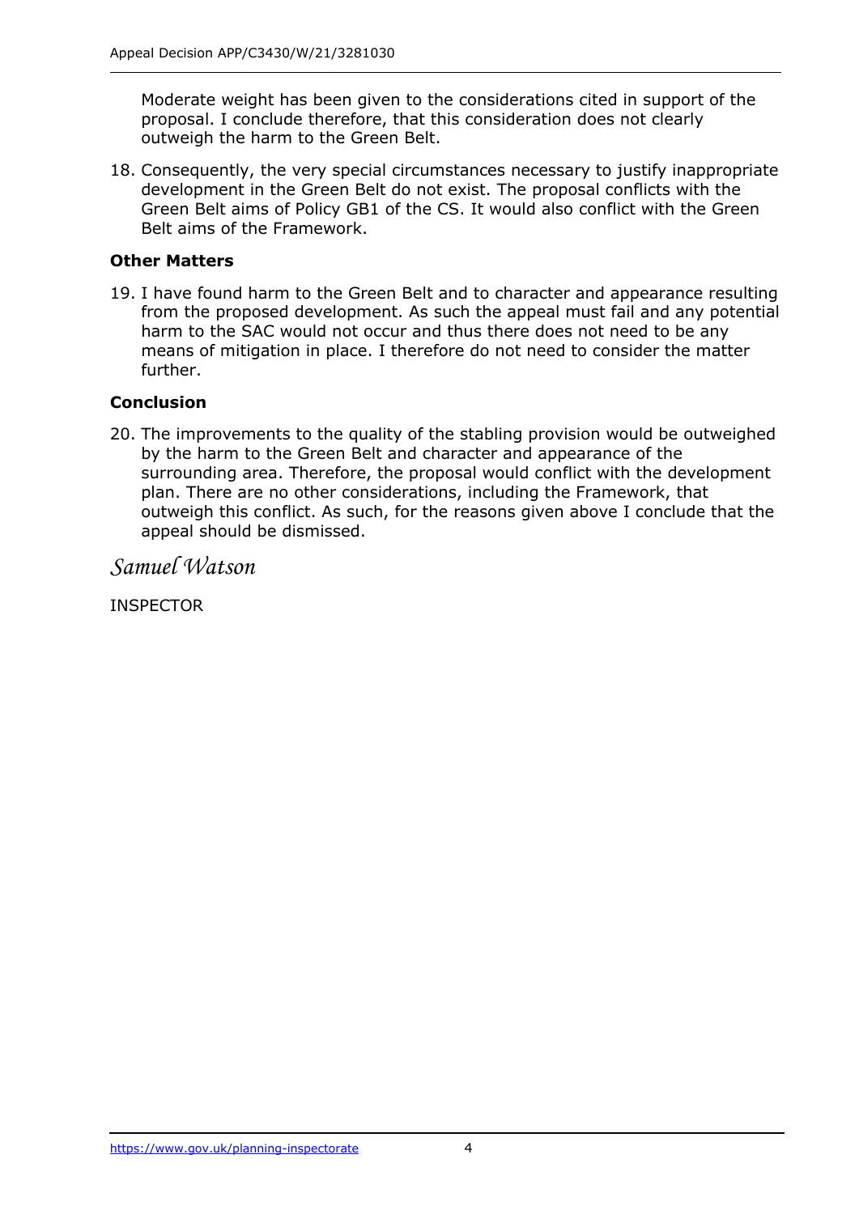Moderate weight has been given to the considerations cited in support of the proposal. I conclude therefore, that this consideration does not clearly outweigh the harm to the Green Belt.

18. Consequently, the very special circumstances necessary to justify inappropriate development in the Green Belt do not exist. The proposal conflicts with the Green Belt aims of Policy GB1 of the CS. It would also conflict with the Green Belt aims of the Framework.

**Other Matters**

19. I have found harm to the Green Belt and to character and appearance resulting from the proposed development. As such the appeal must fail and any potential harm to the SAC would not occur and thus there does not need to be any means of mitigation in place. I therefore do not need to consider the matter further.

**Conclusion**

20. The improvements to the quality of the stabling provision would be outweighed by the harm to the Green Belt and character and appearance of the surrounding area. Therefore, the proposal would conflict with the development plan. There are no other considerations, including the Framework, that outweigh this conflict. As such, for the reasons given above I conclude that the appeal should be dismissed.

*Samuel Watson*

INSPECTOR